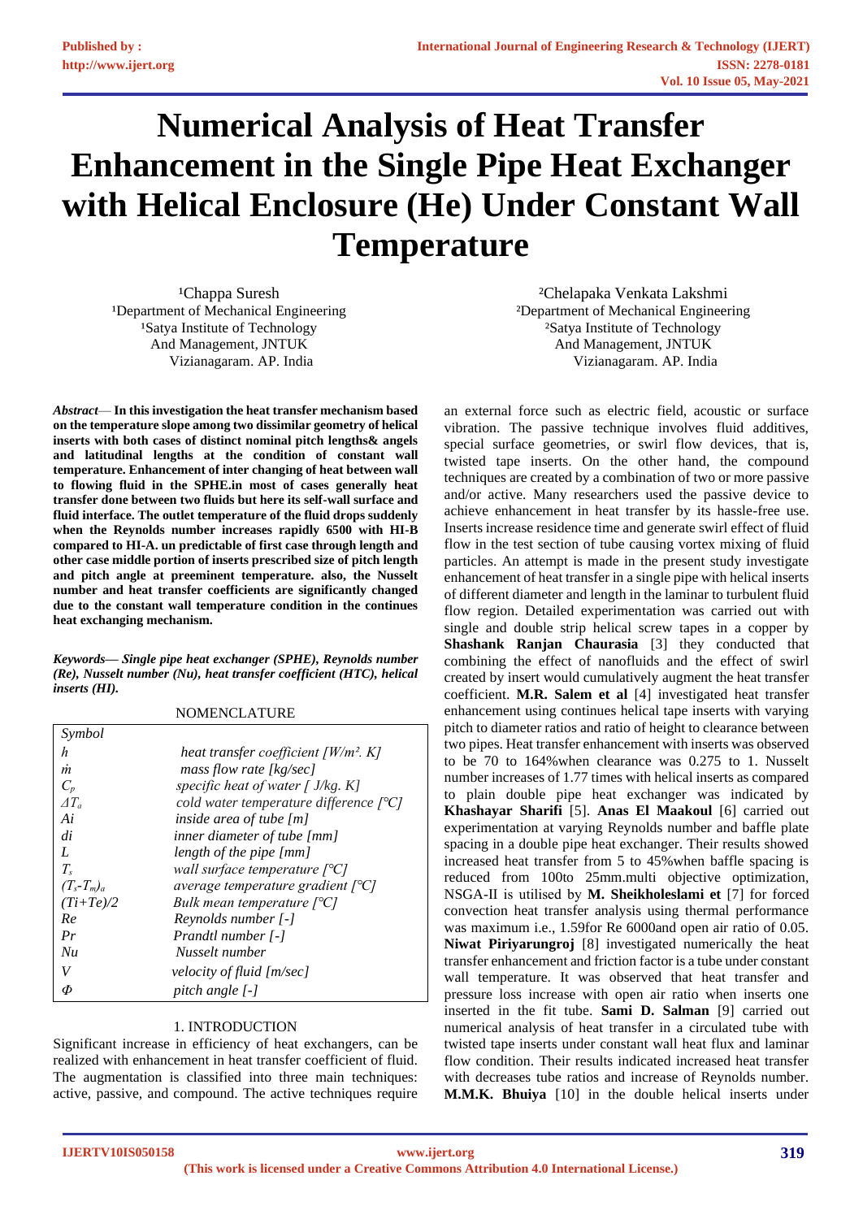# Numerical Analysis of Heat Transfer Enhancement in the Single Pipe Heat Exchanger with Helical Enclosure (He) Under Constant Wall Temperature

[1]Chappa Suresh
[1]Department of Mechanical Engineering
[1]Satya Institute of Technology And Management, JNTUK
Vizianagaram. AP. India

[2]Chelapaka Venkata Lakshmi
[2]Department of Mechanical Engineering
[2]Satya Institute of Technology And Management, JNTUK
Vizianagaram. AP. India

***Abstract*— In this investigation the heat transfer mechanism based on the temperature slope among two dissimilar geometry of helical inserts with both cases of distinct nominal pitch lengths& angels and latitudinal lengths at the condition of constant wall temperature. Enhancement of inter changing of heat between wall to flowing fluid in the SPHE.in most of cases generally heat transfer done between two fluids but here its self-wall surface and fluid interface. The outlet temperature of the fluid drops suddenly when the Reynolds number increases rapidly 6500 with HI-B compared to HI-A. un predictable of first case through length and other case middle portion of inserts prescribed size of pitch length and pitch angle at preeminent temperature. also, the Nusselt number and heat transfer coefficients are significantly changed due to the constant wall temperature condition in the continues heat exchanging mechanism.**

***Keywords*— *Single pipe heat exchanger (SPHE), Reynolds number (Re), Nusselt number (Nu), heat transfer coefficient (HTC), helical inserts (HI).***

NOMENCLATURE

| *Symbol* | |
|---|---|
| $h$ | *heat transfer coefficient [W/m². K]* |
| $\dot{m}$ | *mass flow rate [kg/sec]* |
| $C_p$ | *specific heat of water [ J/kg. K]* |
| $\Delta T_a$ | *cold water temperature difference [℃]* |
| $Ai$ | *inside area of tube [m]* |
| $di$ | *inner diameter of tube [mm]* |
| $L$ | *length of the pipe [mm]* |
| $T_s$ | *wall surface temperature [℃]* |
| $(T_s\text{-}T_m)_a$ | *average temperature gradient [℃]* |
| $(Ti+Te)/2$ | *Bulk mean temperature [℃]* |
| $Re$ | *Reynolds number [-]* |
| $Pr$ | *Prandtl number [-]* |
| $Nu$ | *Nusselt number* |
| $V$ | *velocity of fluid [m/sec]* |
| $\Phi$ | *pitch angle [-]* |

## 1. INTRODUCTION

Significant increase in efficiency of heat exchangers, can be realized with enhancement in heat transfer coefficient of fluid. The augmentation is classified into three main techniques: active, passive, and compound. The active techniques require an external force such as electric field, acoustic or surface vibration. The passive technique involves fluid additives, special surface geometries, or swirl flow devices, that is, twisted tape inserts. On the other hand, the compound techniques are created by a combination of two or more passive and/or active. Many researchers used the passive device to achieve enhancement in heat transfer by its hassle-free use. Inserts increase residence time and generate swirl effect of fluid flow in the test section of tube causing vortex mixing of fluid particles. An attempt is made in the present study investigate enhancement of heat transfer in a single pipe with helical inserts of different diameter and length in the laminar to turbulent fluid flow region. Detailed experimentation was carried out with single and double strip helical screw tapes in a copper by **Shashank Ranjan Chaurasia** [3] they conducted that combining the effect of nanofluids and the effect of swirl created by insert would cumulatively augment the heat transfer coefficient. **M.R. Salem et al** [4] investigated heat transfer enhancement using continues helical tape inserts with varying pitch to diameter ratios and ratio of height to clearance between two pipes. Heat transfer enhancement with inserts was observed to be 70 to 164%when clearance was 0.275 to 1. Nusselt number increases of 1.77 times with helical inserts as compared to plain double pipe heat exchanger was indicated by **Khashayar Sharifi** [5]. **Anas El Maakoul** [6] carried out experimentation at varying Reynolds number and baffle plate spacing in a double pipe heat exchanger. Their results showed increased heat transfer from 5 to 45%when baffle spacing is reduced from 100to 25mm.multi objective optimization, NSGA-II is utilised by **M. Sheikholeslami et** [7] for forced convection heat transfer analysis using thermal performance was maximum i.e., 1.59for Re 6000and open air ratio of 0.05. **Niwat Piriyarungroj** [8] investigated numerically the heat transfer enhancement and friction factor is a tube under constant wall temperature. It was observed that heat transfer and pressure loss increase with open air ratio when inserts one inserted in the fit tube. **Sami D. Salman** [9] carried out numerical analysis of heat transfer in a circulated tube with twisted tape inserts under constant wall heat flux and laminar flow condition. Their results indicated increased heat transfer with decreases tube ratios and increase of Reynolds number. **M.M.K. Bhuiya** [10] in the double helical inserts under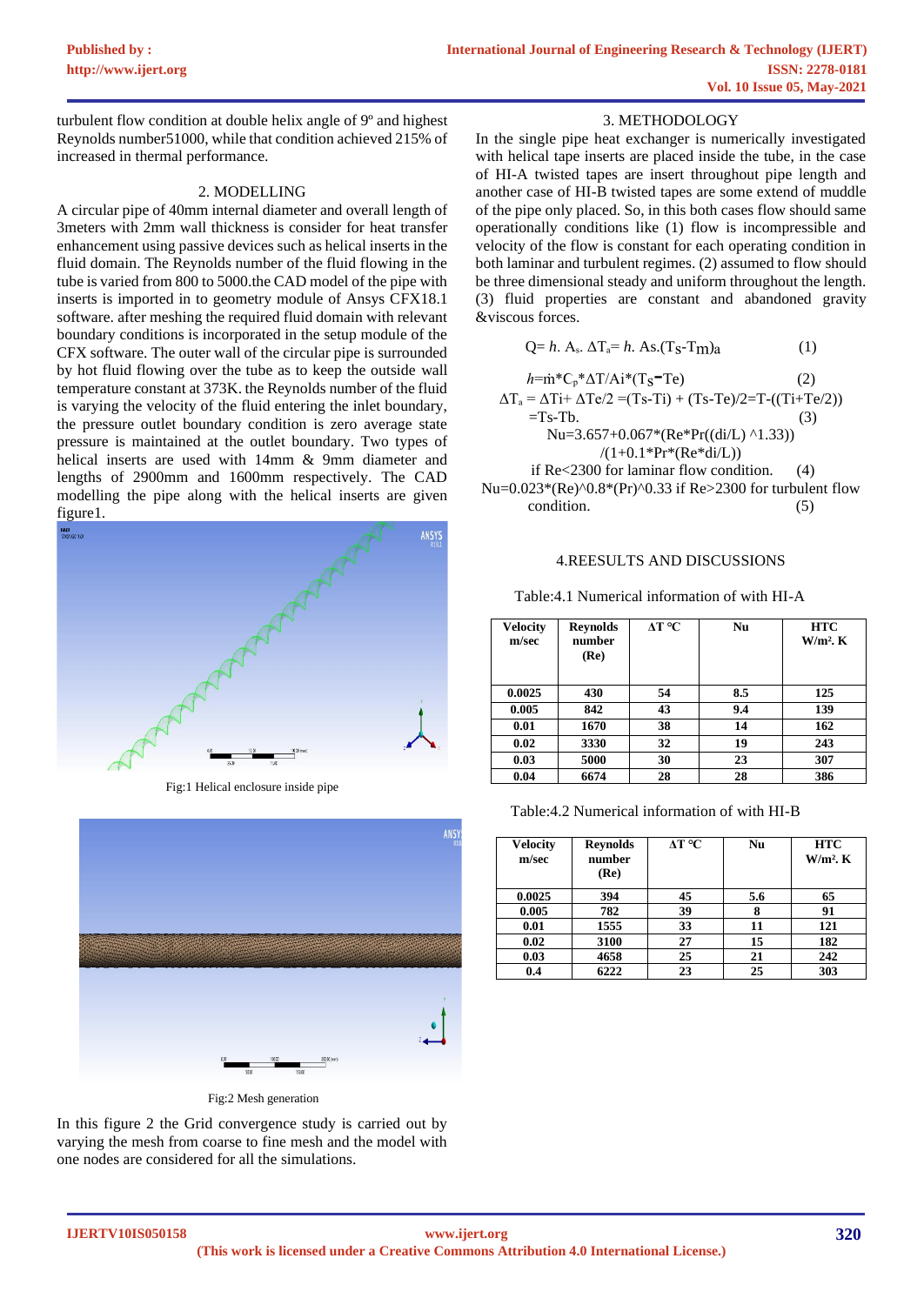turbulent flow condition at double helix angle of 9º and highest Reynolds number51000, while that condition achieved 215% of increased in thermal performance.

## 2. MODELLING

A circular pipe of 40mm internal diameter and overall length of 3meters with 2mm wall thickness is consider for heat transfer enhancement using passive devices such as helical inserts in the fluid domain. The Reynolds number of the fluid flowing in the tube is varied from 800 to 5000.the CAD model of the pipe with inserts is imported in to geometry module of Ansys CFX18.1 software. after meshing the required fluid domain with relevant boundary conditions is incorporated in the setup module of the CFX software. The outer wall of the circular pipe is surrounded by hot fluid flowing over the tube as to keep the outside wall temperature constant at 373K. the Reynolds number of the fluid is varying the velocity of the fluid entering the inlet boundary, the pressure outlet boundary condition is zero average state pressure is maintained at the outlet boundary. Two types of helical inserts are used with 14mm & 9mm diameter and lengths of 2900mm and 1600mm respectively. The CAD modelling the pipe along with the helical inserts are given figure1.

Fig:1 Helical enclosure inside pipe

Fig:2 Mesh generation

In this figure 2 the Grid convergence study is carried out by varying the mesh from coarse to fine mesh and the model with one nodes are considered for all the simulations.

## 3. METHODOLOGY

In the single pipe heat exchanger is numerically investigated with helical tape inserts are placed inside the tube, in the case of HI-A twisted tapes are insert throughout pipe length and another case of HI-B twisted tapes are some extend of muddle of the pipe only placed. So, in this both cases flow should same operationally conditions like (1) flow is incompressible and velocity of the flow is constant for each operating condition in both laminar and turbulent regimes. (2) assumed to flow should be three dimensional steady and uniform throughout the length. (3) fluid properties are constant and abandoned gravity &viscous forces.

$$Q= h.\ A_s.\ \Delta T_a= h.\ As.(T_S-T_m)a \qquad (1)$$

$$h=\dot{m}*C_p*\Delta T/Ai*(T_S-Te) \qquad (2)$$

$$\Delta T_a = \Delta Ti+ \Delta Te/2 =(Ts-Ti) + (Ts-Te)/2=T-((Ti+Te/2)) =Ts-Tb. \qquad (3)$$

$$Nu=3.657+0.067*(Re*Pr((di/L)\ \hat{}1.33)) /(1+0.1*Pr*(Re*di/L))$$

if Re<2300 for laminar flow condition. (4)

$$Nu=0.023*(Re)\hat{}0.8*(Pr)\hat{}0.33$$ if Re>2300 for turbulent flow condition. (5)

## 4.REESULTS AND DISCUSSIONS

Table:4.1 Numerical information of with HI-A

| Velocity m/sec | Reynolds number (Re) | ΔT °C | Nu | HTC W/m². K |
|---|---|---|---|---|
| **0.0025** | **430** | **54** | **8.5** | **125** |
| **0.005** | **842** | **43** | **9.4** | **139** |
| **0.01** | **1670** | **38** | **14** | **162** |
| **0.02** | **3330** | **32** | **19** | **243** |
| **0.03** | **5000** | **30** | **23** | **307** |
| **0.04** | **6674** | **28** | **28** | **386** |

Table:4.2 Numerical information of with HI-B

| Velocity m/sec | Reynolds number (Re) | ΔT °C | Nu | HTC W/m². K |
|---|---|---|---|---|
| **0.0025** | **394** | **45** | **5.6** | **65** |
| **0.005** | **782** | **39** | **8** | **91** |
| **0.01** | **1555** | **33** | **11** | **121** |
| **0.02** | **3100** | **27** | **15** | **182** |
| **0.03** | **4658** | **25** | **21** | **242** |
| **0.4** | **6222** | **23** | **25** | **303** |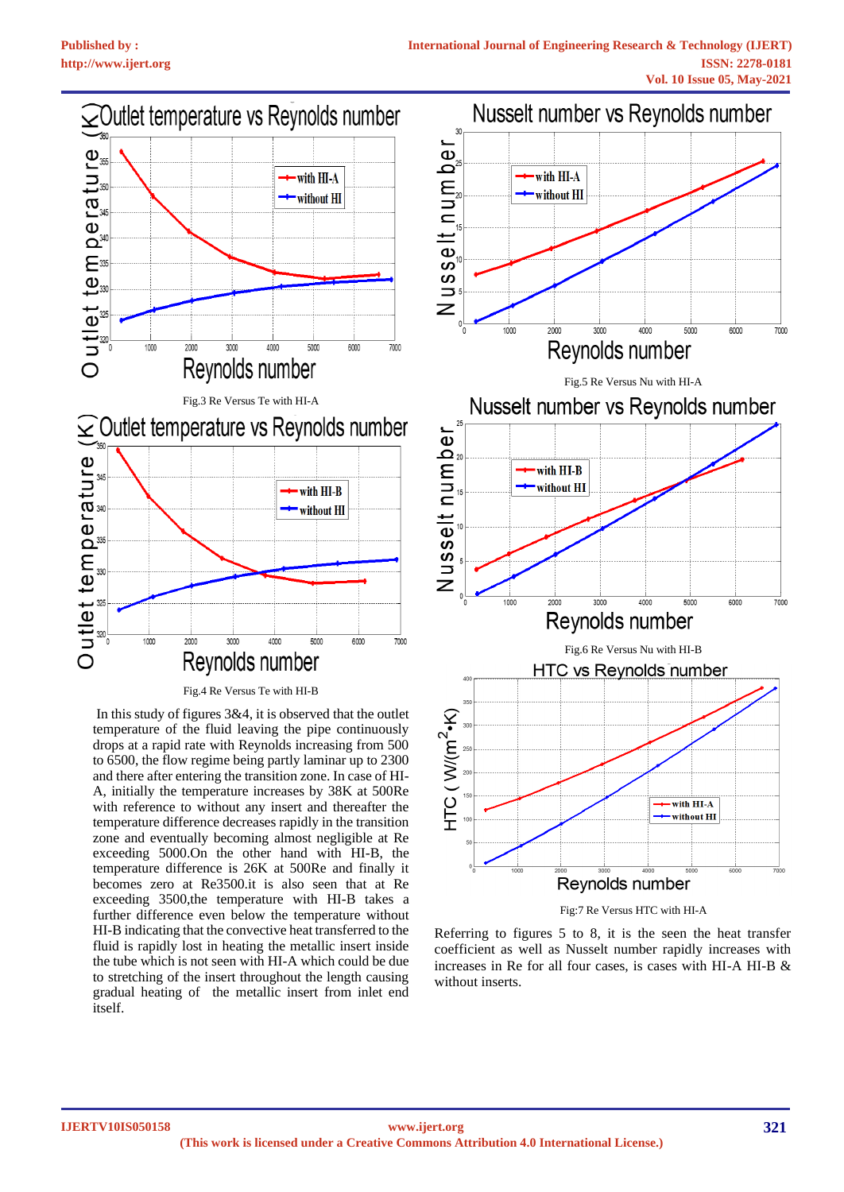Fig.3 Re Versus Te with HI-A

Fig.4 Re Versus Te with HI-B

In this study of figures 3&4, it is observed that the outlet temperature of the fluid leaving the pipe continuously drops at a rapid rate with Reynolds increasing from 500 to 6500, the flow regime being partly laminar up to 2300 and there after entering the transition zone. In case of HI-A, initially the temperature increases by 38K at 500Re with reference to without any insert and thereafter the temperature difference decreases rapidly in the transition zone and eventually becoming almost negligible at Re exceeding 5000.On the other hand with HI-B, the temperature difference is 26K at 500Re and finally it becomes zero at Re3500.it is also seen that at Re exceeding 3500,the temperature with HI-B takes a further difference even below the temperature without HI-B indicating that the convective heat transferred to the fluid is rapidly lost in heating the metallic insert inside the tube which is not seen with HI-A which could be due to stretching of the insert throughout the length causing gradual heating of the metallic insert from inlet end itself.

Fig.5 Re Versus Nu with HI-A

Fig.6 Re Versus Nu with HI-B

Fig:7 Re Versus HTC with HI-A

Referring to figures 5 to 8, it is the seen the heat transfer coefficient as well as Nusselt number rapidly increases with increases in Re for all four cases, is cases with HI-A HI-B & without inserts.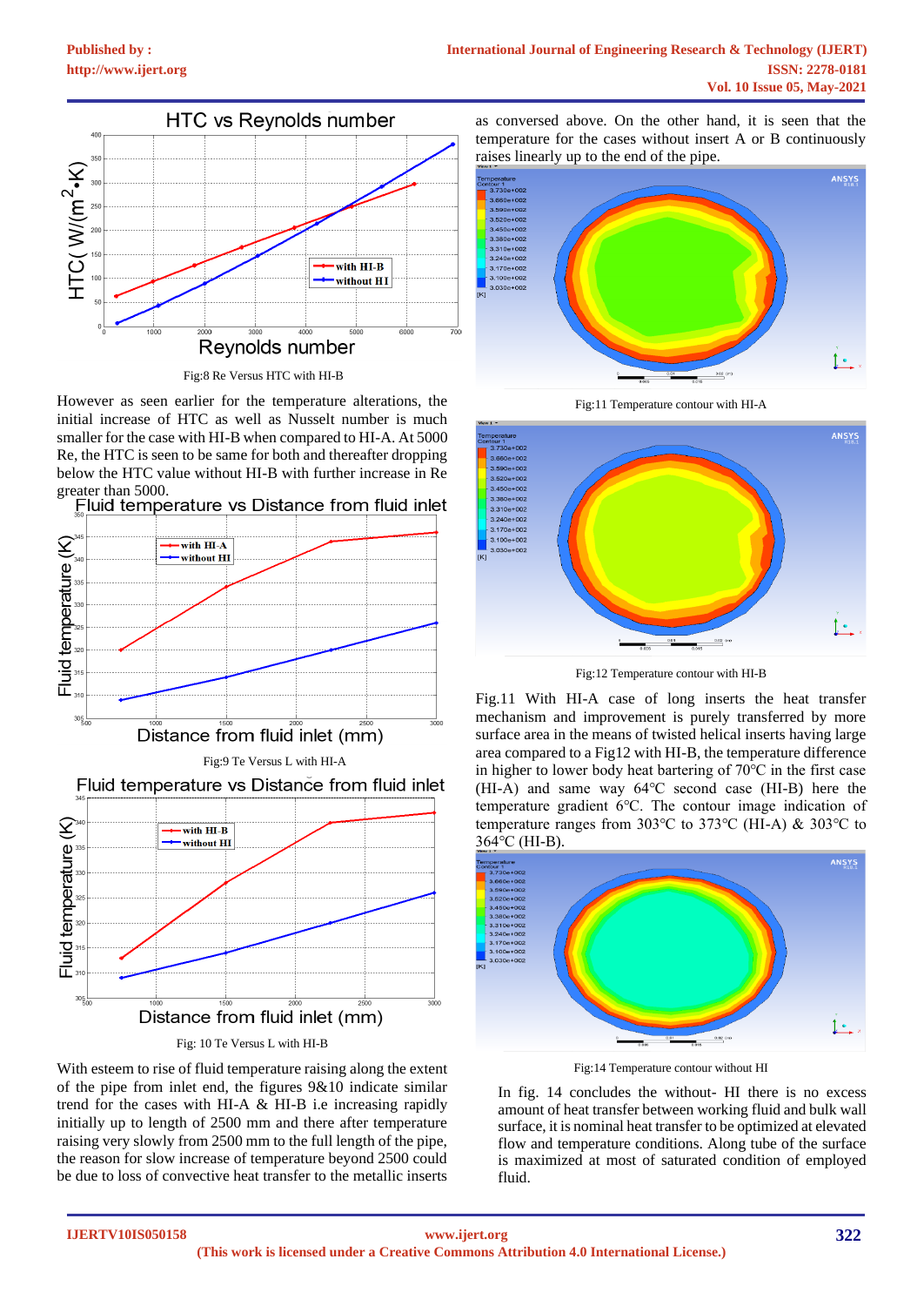Fig:8 Re Versus HTC with HI-B

However as seen earlier for the temperature alterations, the initial increase of HTC as well as Nusselt number is much smaller for the case with HI-B when compared to HI-A. At 5000 Re, the HTC is seen to be same for both and thereafter dropping below the HTC value without HI-B with further increase in Re greater than 5000.

Fig:9 Te Versus L with HI-A

Fig: 10 Te Versus L with HI-B

With esteem to rise of fluid temperature raising along the extent of the pipe from inlet end, the figures 9&10 indicate similar trend for the cases with HI-A & HI-B i.e increasing rapidly initially up to length of 2500 mm and there after temperature raising very slowly from 2500 mm to the full length of the pipe, the reason for slow increase of temperature beyond 2500 could be due to loss of convective heat transfer to the metallic inserts as conversed above. On the other hand, it is seen that the temperature for the cases without insert A or B continuously raises linearly up to the end of the pipe.

Fig:11 Temperature contour with HI-A

Fig:12 Temperature contour with HI-B

Fig.11 With HI-A case of long inserts the heat transfer mechanism and improvement is purely transferred by more surface area in the means of twisted helical inserts having large area compared to a Fig12 with HI-B, the temperature difference in higher to lower body heat bartering of 70°C in the first case (HI-A) and same way 64°C second case (HI-B) here the temperature gradient 6°C. The contour image indication of temperature ranges from 303°C to 373°C (HI-A) & 303°C to 364°C (HI-B).

Fig:14 Temperature contour without HI

In fig. 14 concludes the without- HI there is no excess amount of heat transfer between working fluid and bulk wall surface, it is nominal heat transfer to be optimized at elevated flow and temperature conditions. Along tube of the surface is maximized at most of saturated condition of employed fluid.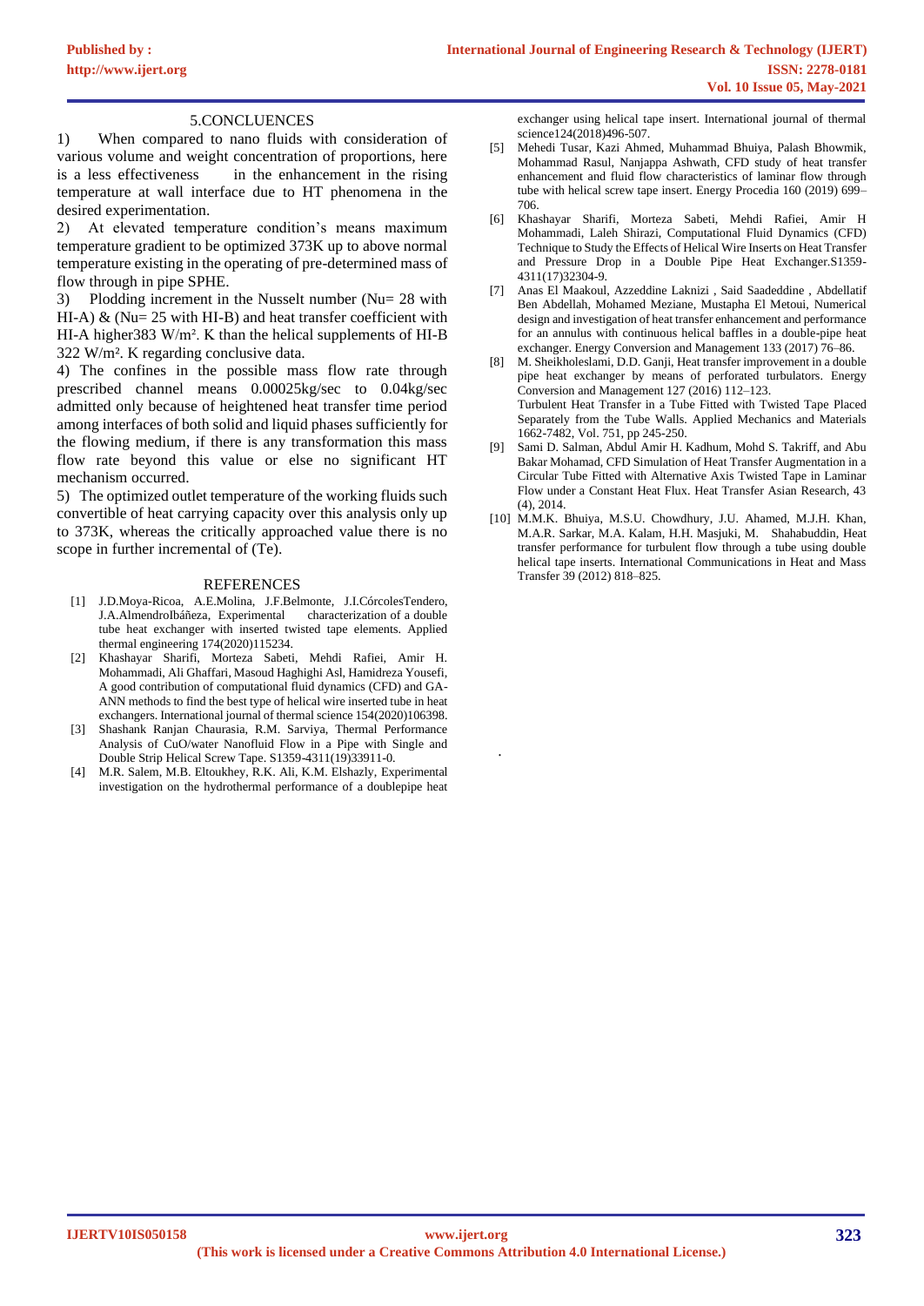## 5.CONCLUENCES

1) When compared to nano fluids with consideration of various volume and weight concentration of proportions, here is a less effectiveness in the enhancement in the rising temperature at wall interface due to HT phenomena in the desired experimentation.

2) At elevated temperature condition's means maximum temperature gradient to be optimized 373K up to above normal temperature existing in the operating of pre-determined mass of flow through in pipe SPHE.

3) Plodding increment in the Nusselt number (Nu= 28 with HI-A) & (Nu= 25 with HI-B) and heat transfer coefficient with HI-A higher383 $W/m^2$. K than the helical supplements of HI-B 322 $W/m^2$. K regarding conclusive data.

4) The confines in the possible mass flow rate through prescribed channel means 0.00025kg/sec to 0.04kg/sec admitted only because of heightened heat transfer time period among interfaces of both solid and liquid phases sufficiently for the flowing medium, if there is any transformation this mass flow rate beyond this value or else no significant HT mechanism occurred.

5) The optimized outlet temperature of the working fluids such convertible of heat carrying capacity over this analysis only up to 373K, whereas the critically approached value there is no scope in further incremental of (Te).

## REFERENCES

[1] J.D.Moya-Ricoa, A.E.Molina, J.F.Belmonte, J.I.CórcolesTendero, J.A.AlmendroIbáñeza, Experimental characterization of a double tube heat exchanger with inserted twisted tape elements. Applied thermal engineering 174(2020)115234.

[2] Khashayar Sharifi, Morteza Sabeti, Mehdi Rafiei, Amir H. Mohammadi, Ali Ghaffari, Masoud Haghighi Asl, Hamidreza Yousefi, A good contribution of computational fluid dynamics (CFD) and GA-ANN methods to find the best type of helical wire inserted tube in heat exchangers. International journal of thermal science 154(2020)106398.

[3] Shashank Ranjan Chaurasia, R.M. Sarviya, Thermal Performance Analysis of CuO/water Nanofluid Flow in a Pipe with Single and Double Strip Helical Screw Tape. S1359-4311(19)33911-0.

[4] M.R. Salem, M.B. Eltoukhey, R.K. Ali, K.M. Elshazly, Experimental investigation on the hydrothermal performance of a doublepipe heat exchanger using helical tape insert. International journal of thermal science124(2018)496-507.

[5] Mehedi Tusar, Kazi Ahmed, Muhammad Bhuiya, Palash Bhowmik, Mohammad Rasul, Nanjappa Ashwath, CFD study of heat transfer enhancement and fluid flow characteristics of laminar flow through tube with helical screw tape insert. Energy Procedia 160 (2019) 699–706.

[6] Khashayar Sharifi, Morteza Sabeti, Mehdi Rafiei, Amir H Mohammadi, Laleh Shirazi, Computational Fluid Dynamics (CFD) Technique to Study the Effects of Helical Wire Inserts on Heat Transfer and Pressure Drop in a Double Pipe Heat Exchanger.S1359-4311(17)32304-9.

[7] Anas El Maakoul, Azzeddine Laknizi , Said Saadeddine , Abdellatif Ben Abdellah, Mohamed Meziane, Mustapha El Metoui, Numerical design and investigation of heat transfer enhancement and performance for an annulus with continuous helical baffles in a double-pipe heat exchanger. Energy Conversion and Management 133 (2017) 76–86.

[8] M. Sheikholeslami, D.D. Ganji, Heat transfer improvement in a double pipe heat exchanger by means of perforated turbulators. Energy Conversion and Management 127 (2016) 112–123.
Turbulent Heat Transfer in a Tube Fitted with Twisted Tape Placed Separately from the Tube Walls. Applied Mechanics and Materials 1662-7482, Vol. 751, pp 245-250.

[9] Sami D. Salman, Abdul Amir H. Kadhum, Mohd S. Takriff, and Abu Bakar Mohamad, CFD Simulation of Heat Transfer Augmentation in a Circular Tube Fitted with Alternative Axis Twisted Tape in Laminar Flow under a Constant Heat Flux. Heat Transfer Asian Research, 43 (4), 2014.

[10] M.M.K. Bhuiya, M.S.U. Chowdhury, J.U. Ahamed, M.J.H. Khan, M.A.R. Sarkar, M.A. Kalam, H.H. Masjuki, M. Shahabuddin, Heat transfer performance for turbulent flow through a tube using double helical tape inserts. International Communications in Heat and Mass Transfer 39 (2012) 818–825.